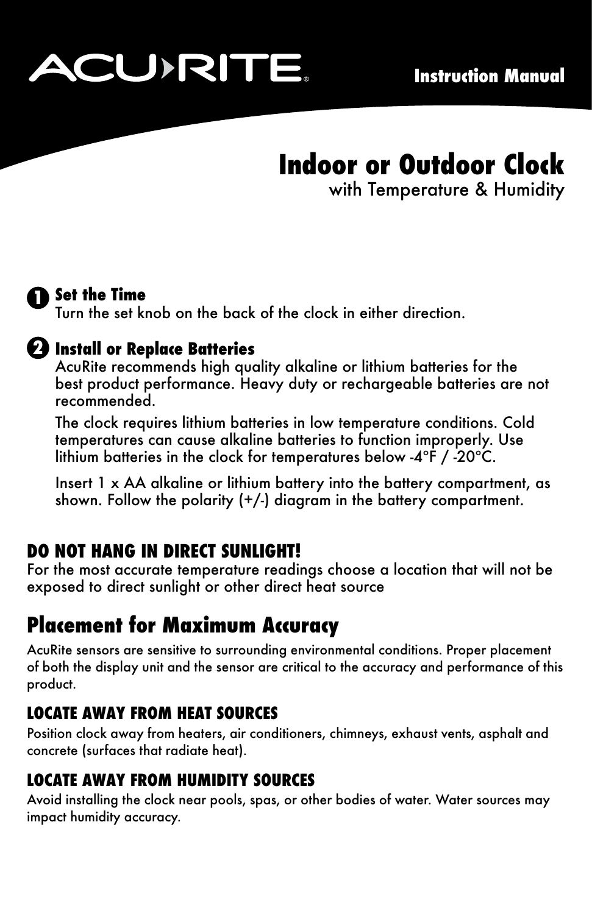ACU-RITE®

**Instruction Manual**

# Indoor or Outdoor Clock

with Temperature & Humidity

## 1 Set the Time

Turn the set knob on the back of the clock in either direction.

## 2 Install or Replace Batteries

AcuRite recommends high quality alkaline or lithium batteries for the best product performance. Heavy duty or rechargeable batteries are not recommended.

The clock requires lithium batteries in low temperature conditions. Cold temperatures can cause alkaline batteries to function improperly. Use lithium batteries in the clock for temperatures below -4°F / -20°C.

Insert 1 x AA alkaline or lithium battery into the battery compartment, as shown. Follow the polarity (+/-) diagram in the battery compartment.

### DO NOT HANG IN DIRECT SUNLIGHT!

For the most accurate temperature readings choose a location that will not be exposed to direct sunlight or other direct heat source

## Placement for Maximum Accuracy

AcuRite sensors are sensitive to surrounding environmental conditions. Proper placement of both the display unit and the sensor are critical to the accuracy and performance of this product.

### LOCATE AWAY FROM HEAT SOURCES

Position clock away from heaters, air conditioners, chimneys, exhaust vents, asphalt and concrete (surfaces that radiate heat).

### LOCATE AWAY FROM HUMIDITY SOURCES

Avoid installing the clock near pools, spas, or other bodies of water. Water sources may impact humidity accuracy.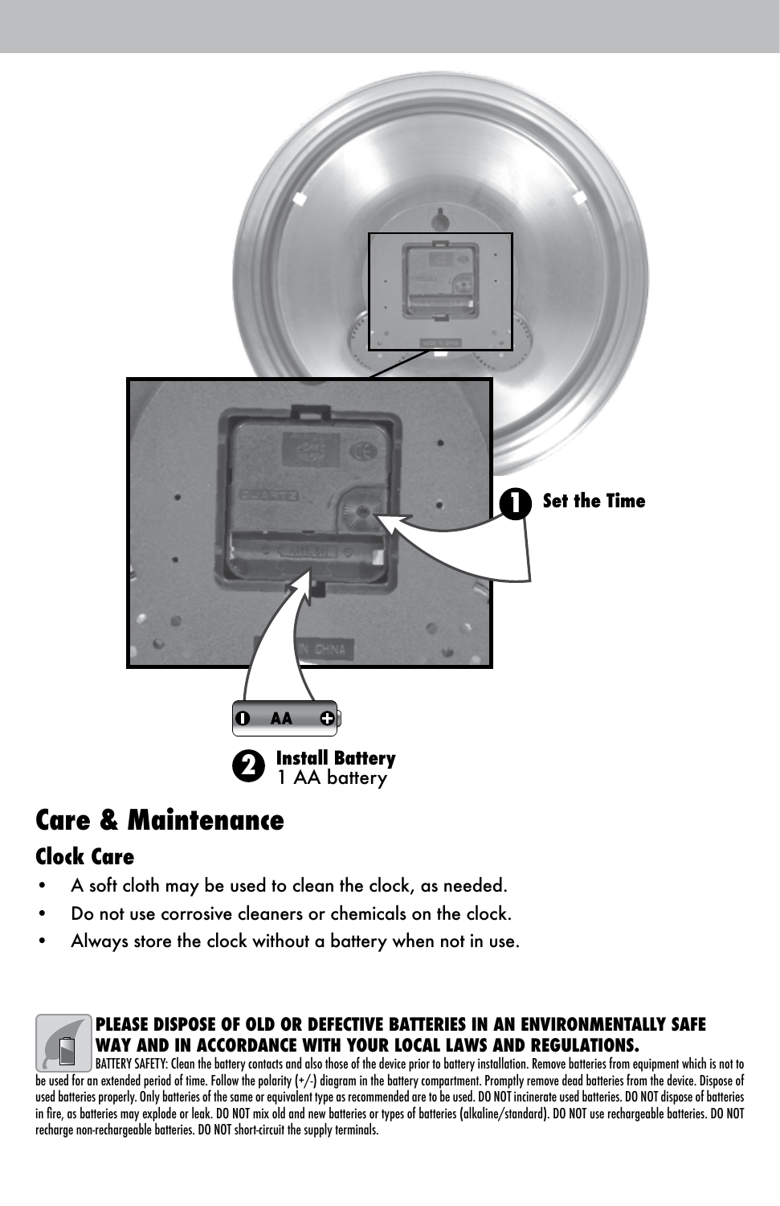**1** **Set the Time**

**2** **Install Battery**
1 AA battery

# Care & Maintenance

## Clock Care

- A soft cloth may be used to clean the clock, as needed.
- Do not use corrosive cleaners or chemicals on the clock.
- Always store the clock without a battery when not in use.

**PLEASE DISPOSE OF OLD OR DEFECTIVE BATTERIES IN AN ENVIRONMENTALLY SAFE WAY AND IN ACCORDANCE WITH YOUR LOCAL LAWS AND REGULATIONS.**

BATTERY SAFETY: Clean the battery contacts and also those of the device prior to battery installation. Remove batteries from equipment which is not to be used for an extended period of time. Follow the polarity (+/-) diagram in the battery compartment. Promptly remove dead batteries from the device. Dispose of used batteries properly. Only batteries of the same or equivalent type as recommended are to be used. DO NOT incinerate used batteries. DO NOT dispose of batteries in fire, as batteries may explode or leak. DO NOT mix old and new batteries or types of batteries (alkaline/standard). DO NOT use rechargeable batteries. DO NOT recharge non-rechargeable batteries. DO NOT short-circuit the supply terminals.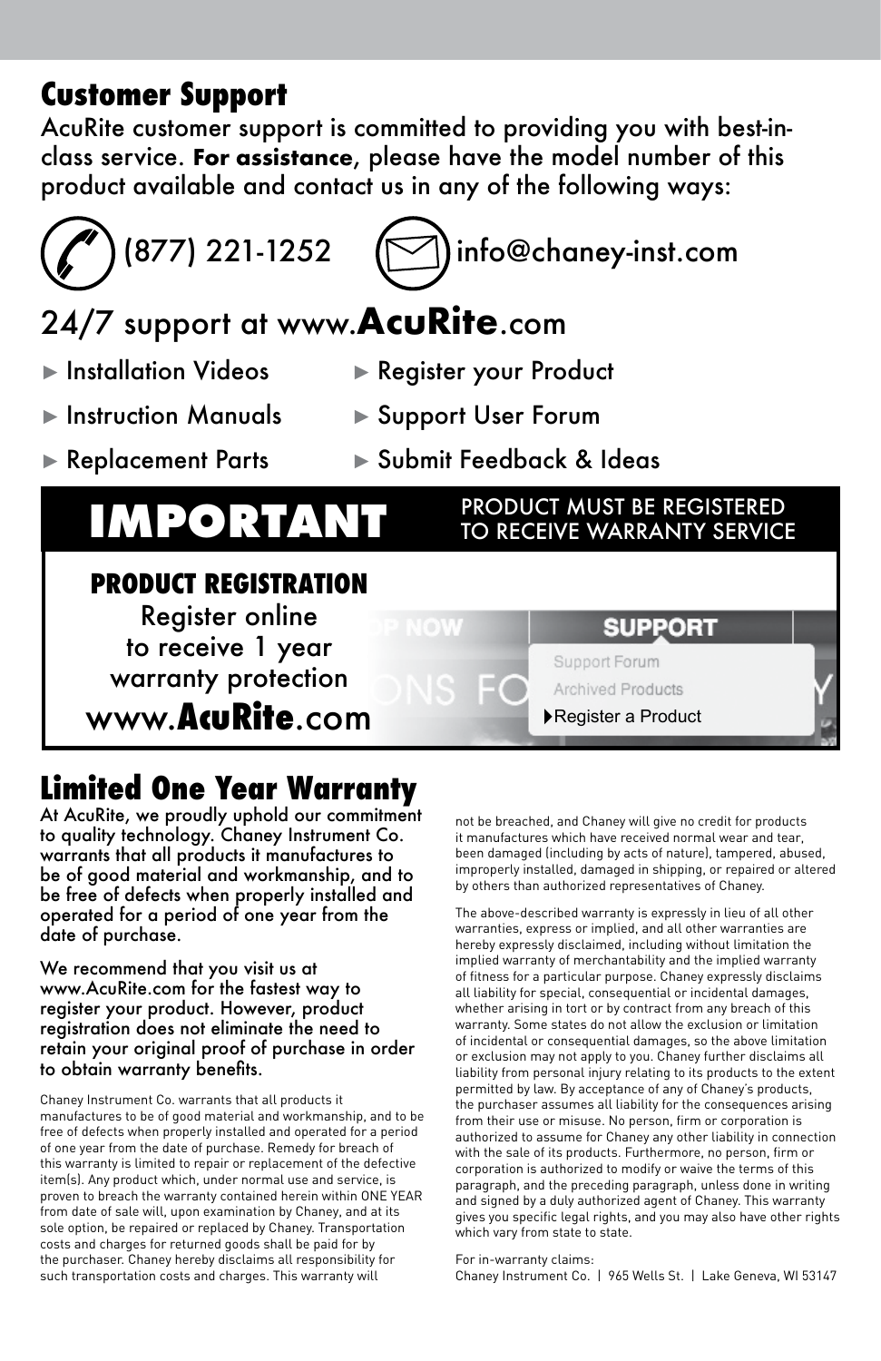## Customer Support

AcuRite customer support is committed to providing you with best-in-class service. **For assistance**, please have the model number of this product available and contact us in any of the following ways:

(877) 221-1252 info@chaney-inst.com

24/7 support at www.**AcuRite**.com

- Installation Videos
- Instruction Manuals
- Replacement Parts
- Register your Product
- Support User Forum
- Submit Feedback & Ideas

## IMPORTANT

PRODUCT MUST BE REGISTERED TO RECEIVE WARRANTY SERVICE

**PRODUCT REGISTRATION**

Register online to receive 1 year warranty protection

www.**AcuRite**.com

SUPPORT
Support Forum
Archived Products
Register a Product

## Limited One Year Warranty

At AcuRite, we proudly uphold our commitment to quality technology. Chaney Instrument Co. warrants that all products it manufactures to be of good material and workmanship, and to be free of defects when properly installed and operated for a period of one year from the date of purchase.

We recommend that you visit us at www.AcuRite.com for the fastest way to register your product. However, product registration does not eliminate the need to retain your original proof of purchase in order to obtain warranty benefits.

Chaney Instrument Co. warrants that all products it manufactures to be of good material and workmanship, and to be free of defects when properly installed and operated for a period of one year from the date of purchase. Remedy for breach of this warranty is limited to repair or replacement of the defective item(s). Any product which, under normal use and service, is proven to breach the warranty contained herein within ONE YEAR from date of sale will, upon examination by Chaney, and at its sole option, be repaired or replaced by Chaney. Transportation costs and charges for returned goods shall be paid for by the purchaser. Chaney hereby disclaims all responsibility for such transportation costs and charges. This warranty will not be breached, and Chaney will give no credit for products it manufactures which have received normal wear and tear, been damaged (including by acts of nature), tampered, abused, improperly installed, damaged in shipping, or repaired or altered by others than authorized representatives of Chaney.

The above-described warranty is expressly in lieu of all other warranties, express or implied, and all other warranties are hereby expressly disclaimed, including without limitation the implied warranty of merchantability and the implied warranty of fitness for a particular purpose. Chaney expressly disclaims all liability for special, consequential or incidental damages, whether arising in tort or by contract from any breach of this warranty. Some states do not allow the exclusion or limitation of incidental or consequential damages, so the above limitation or exclusion may not apply to you. Chaney further disclaims all liability from personal injury relating to its products to the extent permitted by law. By acceptance of any of Chaney's products, the purchaser assumes all liability for the consequences arising from their use or misuse. No person, firm or corporation is authorized to assume for Chaney any other liability in connection with the sale of its products. Furthermore, no person, firm or corporation is authorized to modify or waive the terms of this paragraph, and the preceding paragraph, unless done in writing and signed by a duly authorized agent of Chaney. This warranty gives you specific legal rights, and you may also have other rights which vary from state to state.

For in-warranty claims:
Chaney Instrument Co. | 965 Wells St. | Lake Geneva, WI 53147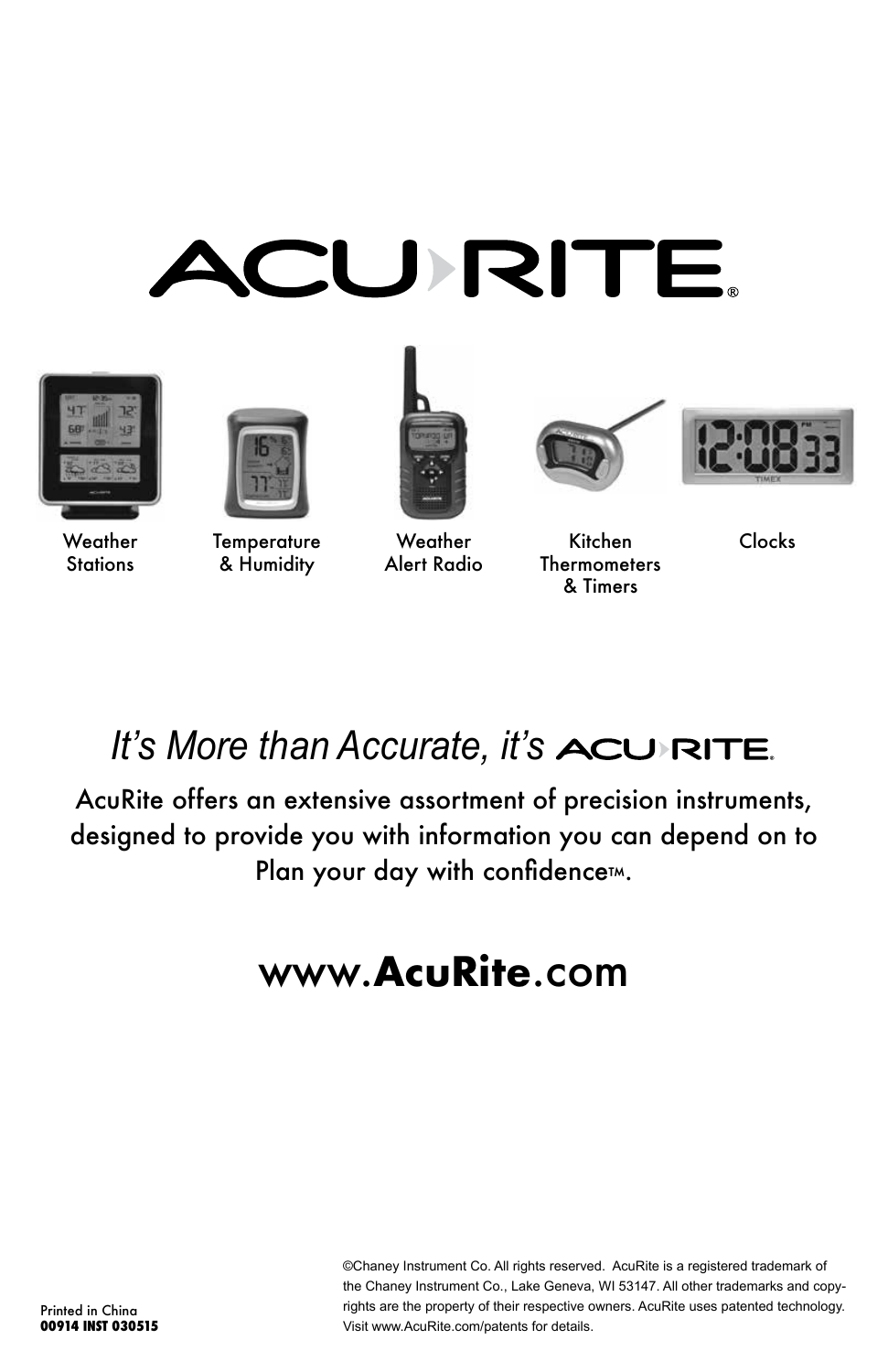# ACU RITE®

Weather Stations

Temperature & Humidity

Weather Alert Radio

Kitchen Thermometers & Timers

Clocks

*It's More than Accurate, it's* ACU RITE®

AcuRite offers an extensive assortment of precision instruments, designed to provide you with information you can depend on to Plan your day with confidence™.

## www.**AcuRite**.com

Printed in China
**00914 INST 030515**

©Chaney Instrument Co. All rights reserved. AcuRite is a registered trademark of the Chaney Instrument Co., Lake Geneva, WI 53147. All other trademarks and copyrights are the property of their respective owners. AcuRite uses patented technology. Visit www.AcuRite.com/patents for details.